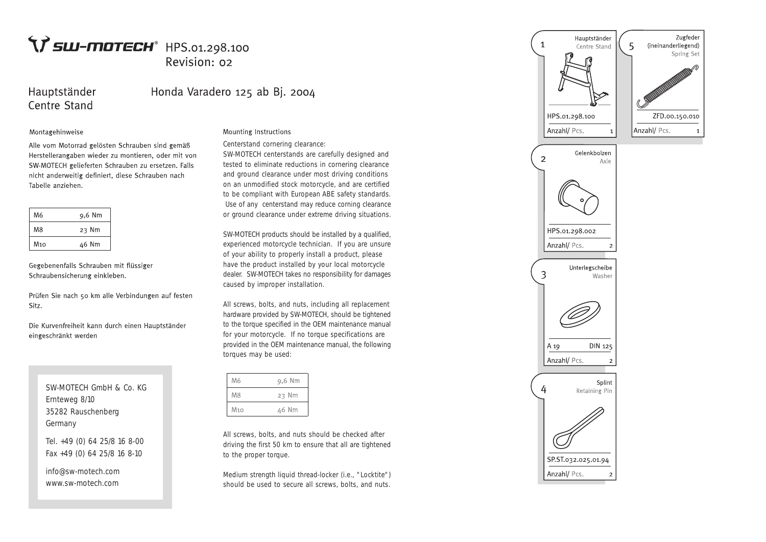# SW-MOTECH® HPS.01.298.100 Revision: 02

## Hauptständer / Centre Stand — Honda Varadero 125 ab Bj. 2004

### Montagehinweise

Alle vom Motorrad gelösten Schrauben sind gemäß Herstellerangaben wieder zu montieren, oder mit von SW-MOTECH gelieferten Schrauben zu ersetzen. Falls nicht anderweitig definiert, diese Schrauben nach Tabelle anziehen.

| M6 | 9,6 Nm |
|---|---|
| M8 | 23 Nm |
| M10 | 46 Nm |

Gegebenenfalls Schrauben mit flüssiger Schraubensicherung einkleben.

Prüfen Sie nach 50 km alle Verbindungen auf festen Sitz.

Die Kurvenfreiheit kann durch einen Hauptständer eingeschränkt werden

SW-MOTECH GmbH & Co. KG
Ernteweg 8/10
35282 Rauschenberg
Germany

Tel. +49 (0) 64 25/8 16 8-00
Fax +49 (0) 64 25/8 16 8-10

info@sw-motech.com
www.sw-motech.com

### Mounting Instructions

Centerstand cornering clearance:
SW-MOTECH centerstands are carefully designed and tested to eliminate reductions in cornering clearance and ground clearance under most driving conditions on an unmodified stock motorcycle, and are certified to be compliant with European ABE safety standards. Use of any centerstand may reduce corning clearance or ground clearance under extreme driving situations.

SW-MOTECH products should be installed by a qualified, experienced motorcycle technician. If you are unsure of your ability to properly install a product, please have the product installed by your local motorcycle dealer. SW-MOTECH takes no responsibility for damages caused by improper installation.

All screws, bolts, and nuts, including all replacement hardware provided by SW-MOTECH, should be tightened to the torque specified in the OEM maintenance manual for your motorcycle. If no torque specifications are provided in the OEM maintenance manual, the following torques may be used:

| M6 | 9,6 Nm |
|---|---|
| M8 | 23 Nm |
| M10 | 46 Nm |

All screws, bolts, and nuts should be checked after driving the first 50 km to ensure that all are tightened to the proper torque.

Medium strength liquid thread-locker (i.e., "Locktite") should be used to secure all screws, bolts, and nuts.

| Nr. | Bezeichnung / Description | Artikel-Nr. | Anzahl/ Pcs. |
|---|---|---|---|
| 1 | Hauptständer / Centre Stand | HPS.01.298.100 | 1 |
| 2 | Gelenkbolzen / Axle | HPS.01.298.002 | 2 |
| 3 | Unterlegscheibe / Washer | A 19 DIN 125 | 2 |
| 4 | Splint / Retaining Pin | SP.ST.032.025.01.94 | 2 |
| 5 | Zugfeder (ineinanderliegend) / Spring Set | ZFD.00.150.010 | 1 |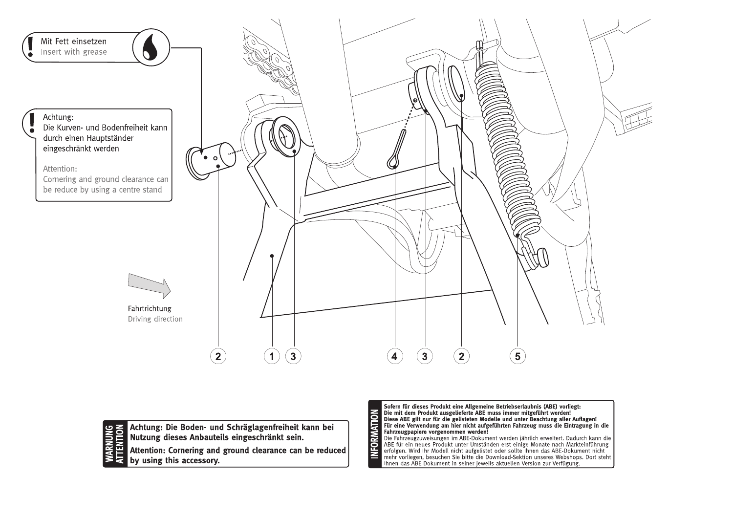**Mit Fett einsetzen**
Insert with grease

**Achtung:**
Die Kurven- und Bodenfreiheit kann durch einen Hauptständer eingeschränkt werden

Attention:
Cornering and ground clearance can be reduce by using a centre stand

Fahrtrichtung
Driving direction

2 1 3 4 3 2 5

**WARNUNG ATTENTION**

**Achtung: Die Boden- und Schräglagenfreiheit kann bei Nutzung dieses Anbauteils eingeschränkt sein.**

**Attention: Cornering and ground clearance can be reduced by using this accessory.**

**INFORMATION**

**Sofern für dieses Produkt eine Allgemeine Betriebserlaubnis (ABE) vorliegt:**
**Die mit dem Produkt ausgelieferte ABE muss immer mitgeführt werden!**
**Diese ABE gilt nur für die gelisteten Modelle und unter Beachtung aller Auflagen!**
**Für eine Verwendung am hier nicht aufgeführten Fahrzeug muss die Eintragung in die Fahrzeugpapiere vorgenommen werden!**
Die Fahrzeugzuweisungen im ABE-Dokument werden jährlich erweitert. Dadurch kann die ABE für ein neues Produkt unter Umständen erst einige Monate nach Markteinführung erfolgen. Wird Ihr Modell nicht aufgelistet oder sollte Ihnen das ABE-Dokument nicht mehr vorliegen, besuchen Sie bitte die Download-Sektion unseres Webshops. Dort steht Ihnen das ABE-Dokument in seiner jeweils aktuellen Version zur Verfügung.